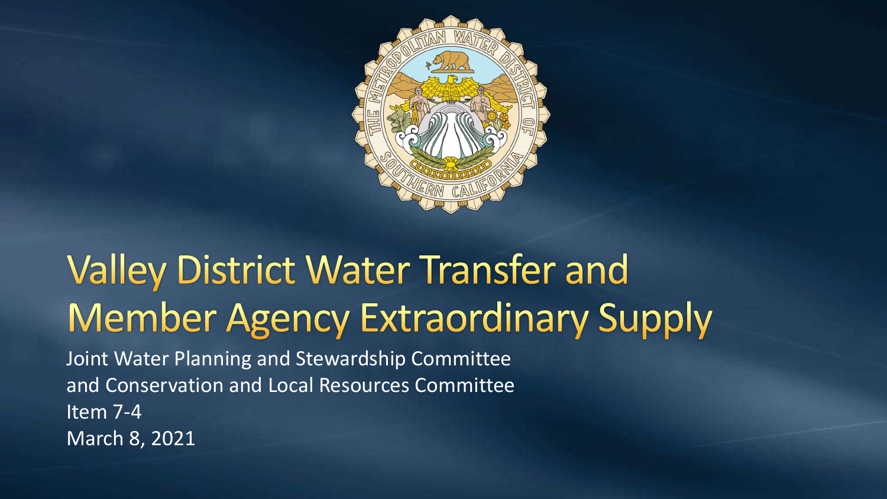# Valley District Water Transfer and Member Agency Extraordinary Supply

Joint Water Planning and Stewardship Committee
and Conservation and Local Resources Committee
Item 7-4
March 8, 2021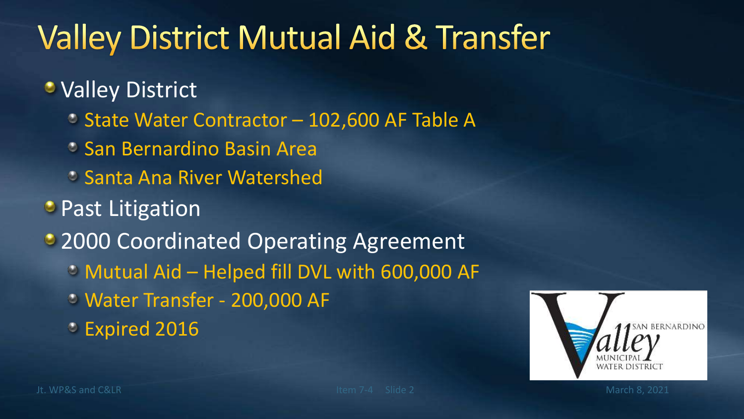# Valley District Mutual Aid & Transfer

- Valley District
  - State Water Contractor – 102,600 AF Table A
  - San Bernardino Basin Area
  - Santa Ana River Watershed
- Past Litigation
- 2000 Coordinated Operating Agreement
  - Mutual Aid – Helped fill DVL with 600,000 AF
  - Water Transfer - 200,000 AF
  - Expired 2016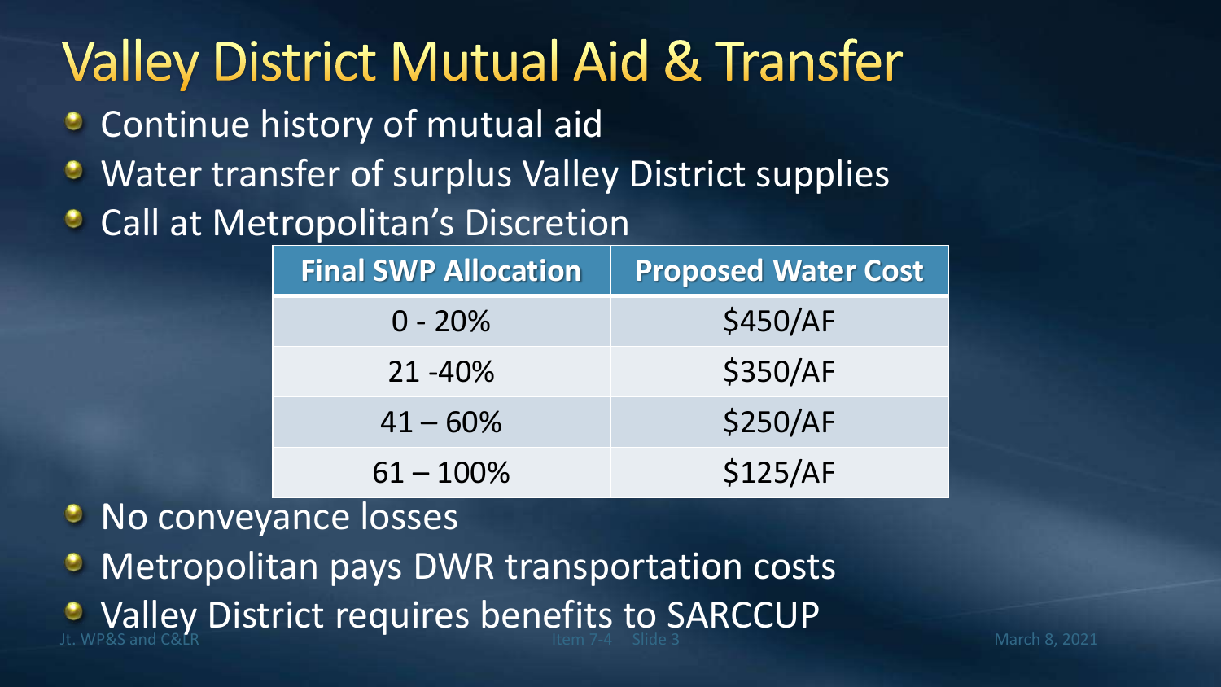# Valley District Mutual Aid & Transfer

- Continue history of mutual aid
- Water transfer of surplus Valley District supplies
- Call at Metropolitan's Discretion

| Final SWP Allocation | Proposed Water Cost |
|---|---|
| 0 - 20% | $450/AF |
| 21 -40% | $350/AF |
| 41 – 60% | $250/AF |
| 61 – 100% | $125/AF |

- No conveyance losses
- Metropolitan pays DWR transportation costs
- Valley District requires benefits to SARCCUP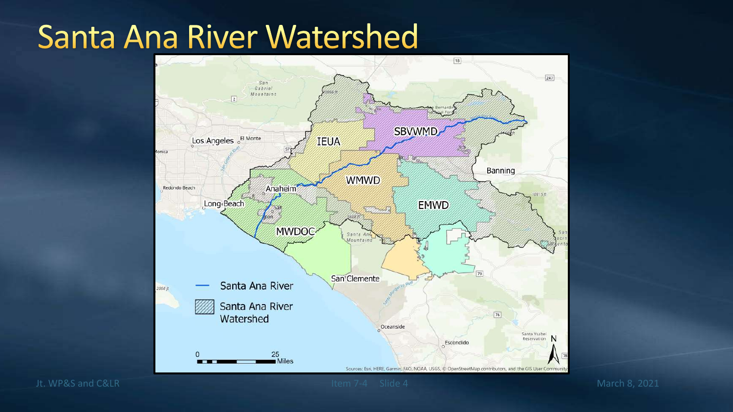# Santa Ana River Watershed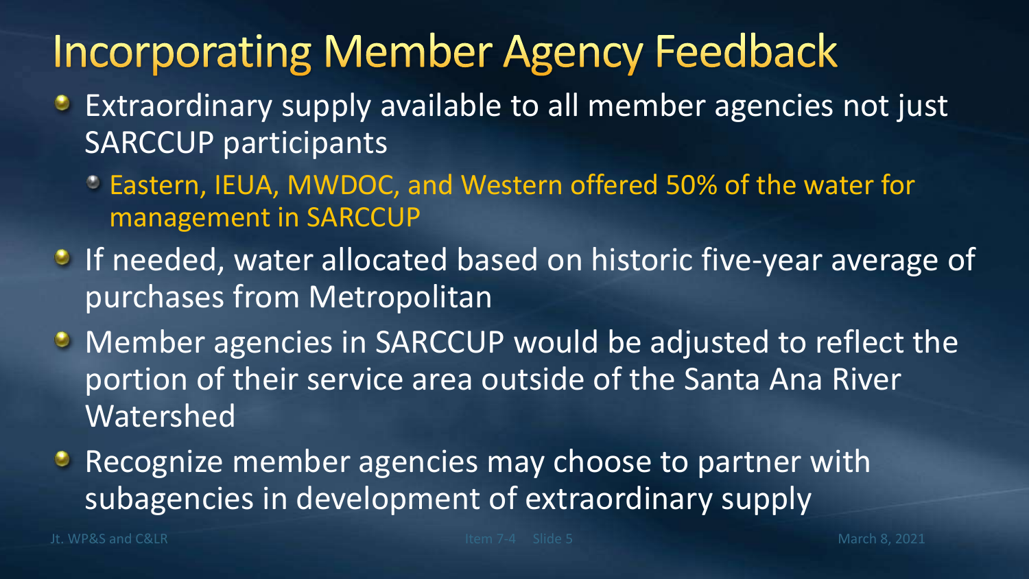# Incorporating Member Agency Feedback

- Extraordinary supply available to all member agencies not just SARCCUP participants
  - Eastern, IEUA, MWDOC, and Western offered 50% of the water for management in SARCCUP
- If needed, water allocated based on historic five-year average of purchases from Metropolitan
- Member agencies in SARCCUP would be adjusted to reflect the portion of their service area outside of the Santa Ana River Watershed
- Recognize member agencies may choose to partner with subagencies in development of extraordinary supply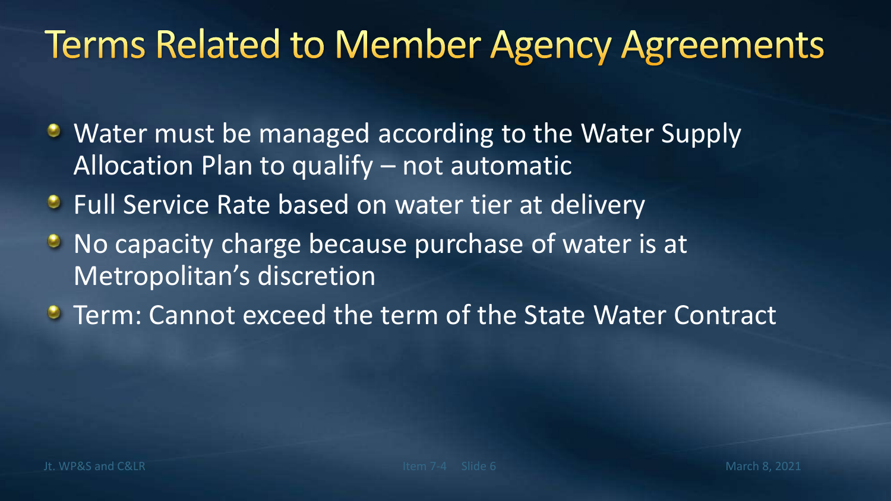# Terms Related to Member Agency Agreements

- Water must be managed according to the Water Supply Allocation Plan to qualify – not automatic
- Full Service Rate based on water tier at delivery
- No capacity charge because purchase of water is at Metropolitan's discretion
- Term: Cannot exceed the term of the State Water Contract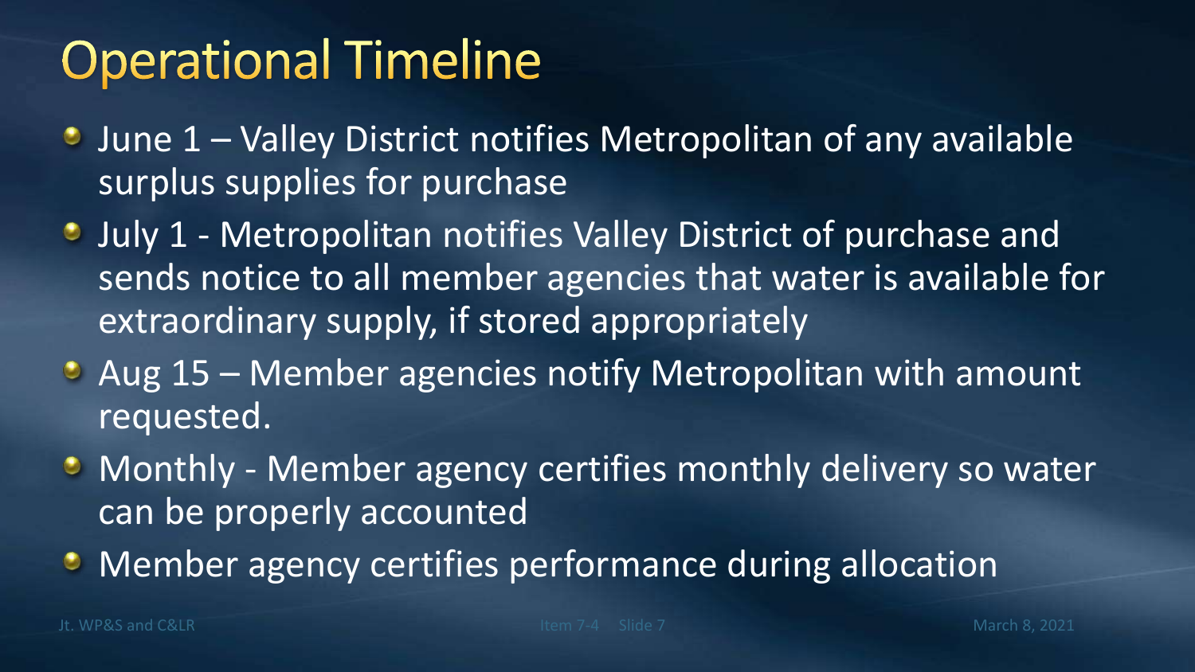# Operational Timeline

- June 1 – Valley District notifies Metropolitan of any available surplus supplies for purchase
- July 1 - Metropolitan notifies Valley District of purchase and sends notice to all member agencies that water is available for extraordinary supply, if stored appropriately
- Aug 15 – Member agencies notify Metropolitan with amount requested.
- Monthly - Member agency certifies monthly delivery so water can be properly accounted
- Member agency certifies performance during allocation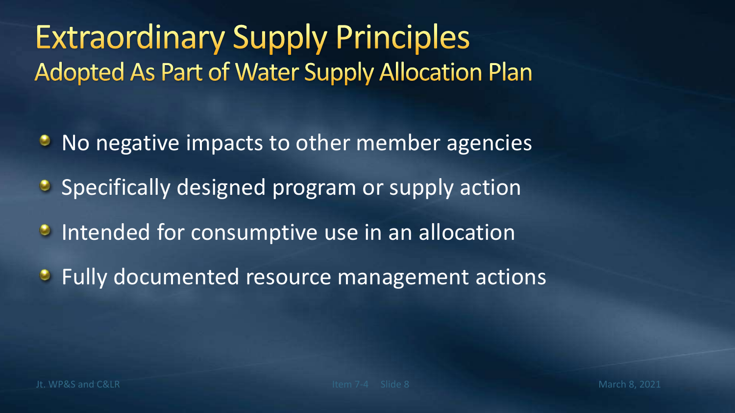# Extraordinary Supply Principles

## Adopted As Part of Water Supply Allocation Plan

- No negative impacts to other member agencies
- Specifically designed program or supply action
- Intended for consumptive use in an allocation
- Fully documented resource management actions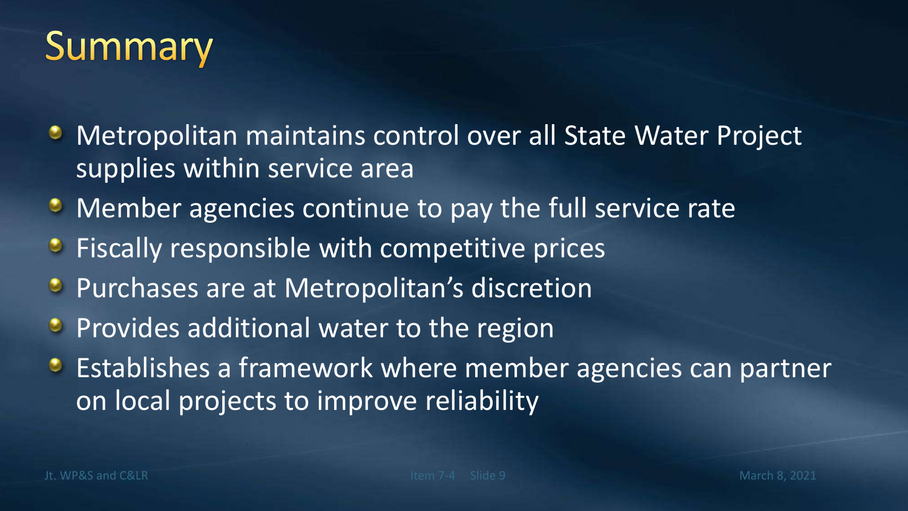# Summary

- Metropolitan maintains control over all State Water Project supplies within service area
- Member agencies continue to pay the full service rate
- Fiscally responsible with competitive prices
- Purchases are at Metropolitan's discretion
- Provides additional water to the region
- Establishes a framework where member agencies can partner on local projects to improve reliability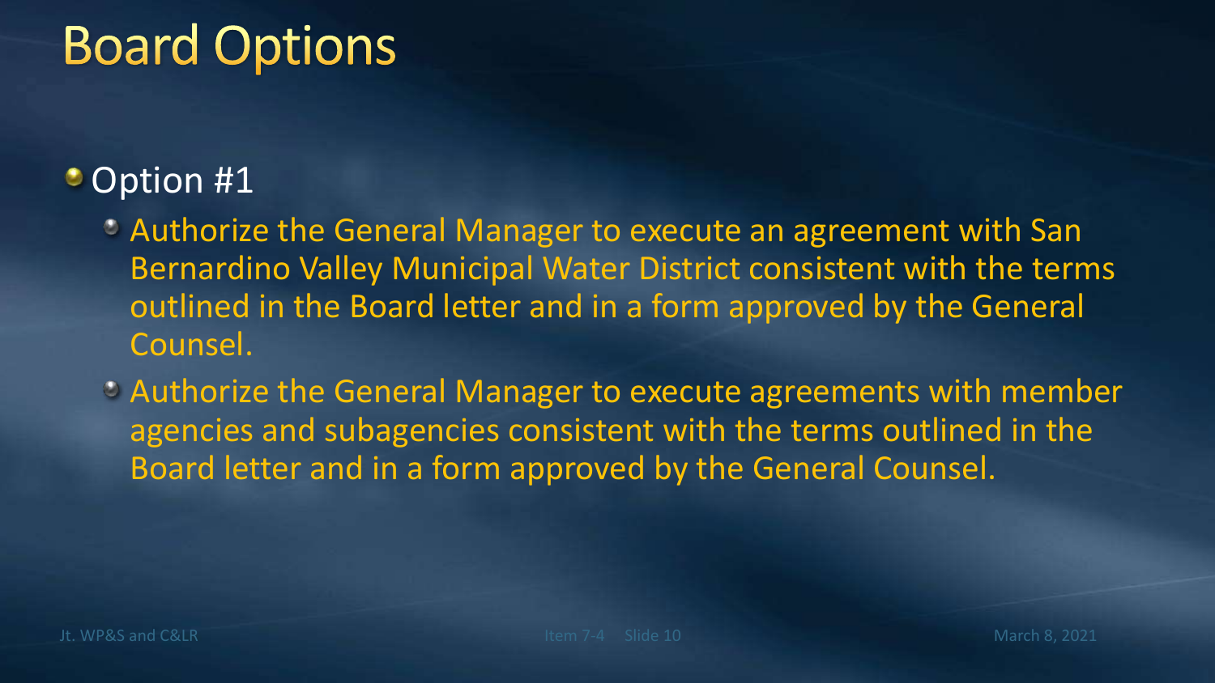# Board Options

- Option #1
  - Authorize the General Manager to execute an agreement with San Bernardino Valley Municipal Water District consistent with the terms outlined in the Board letter and in a form approved by the General Counsel.
  - Authorize the General Manager to execute agreements with member agencies and subagencies consistent with the terms outlined in the Board letter and in a form approved by the General Counsel.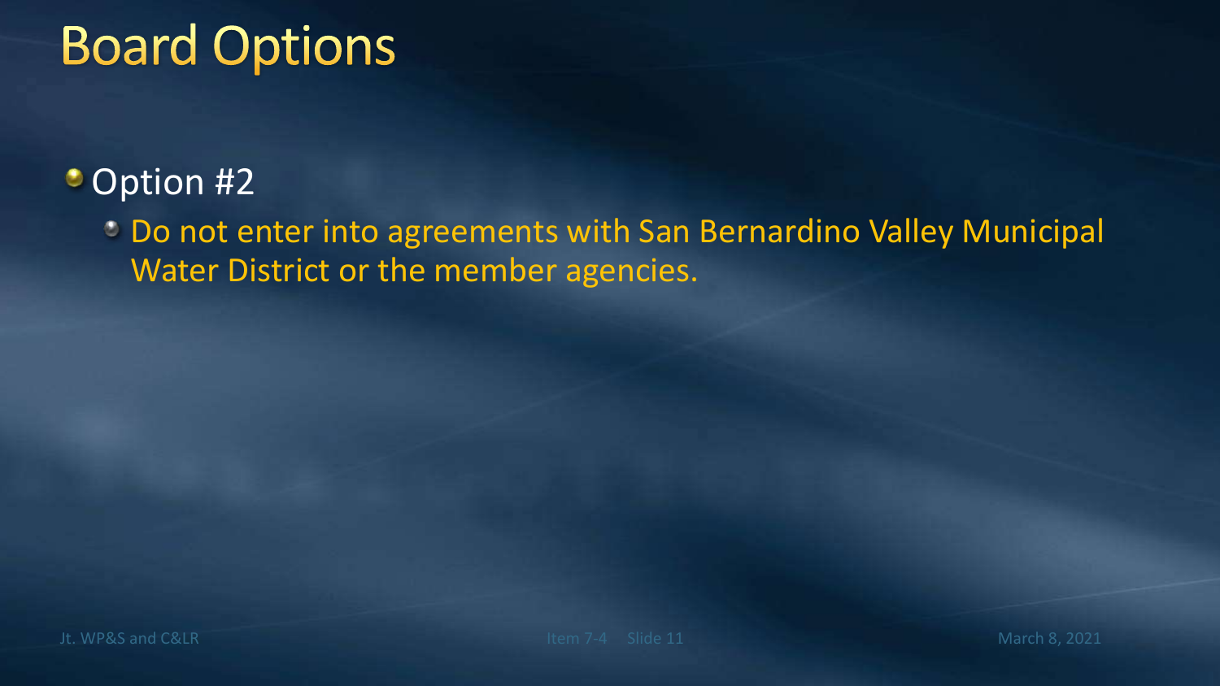# Board Options

- Option #2
  - Do not enter into agreements with San Bernardino Valley Municipal Water District or the member agencies.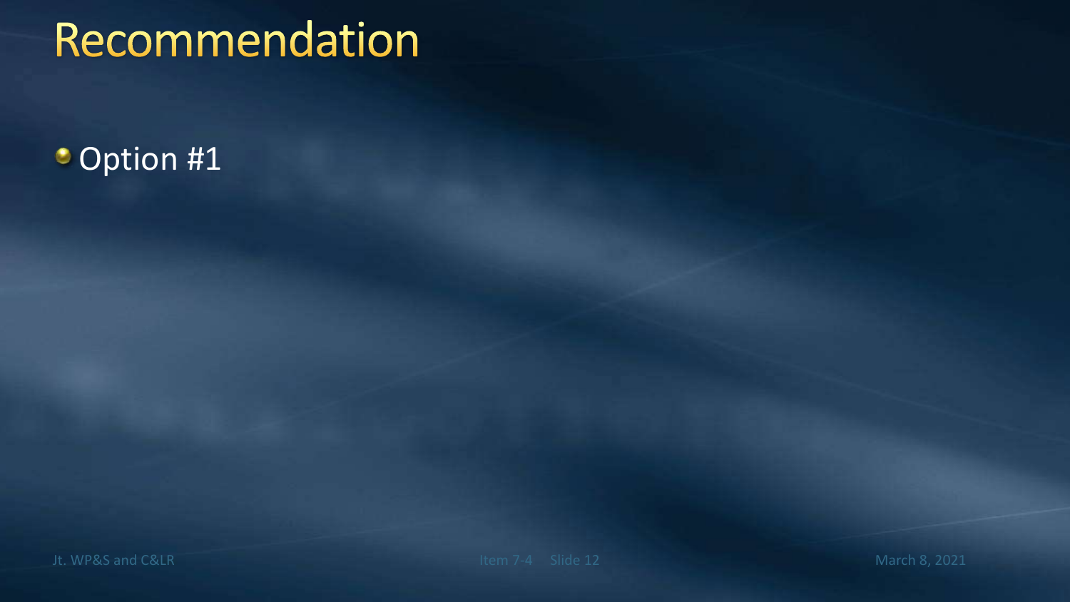# Recommendation

- Option #1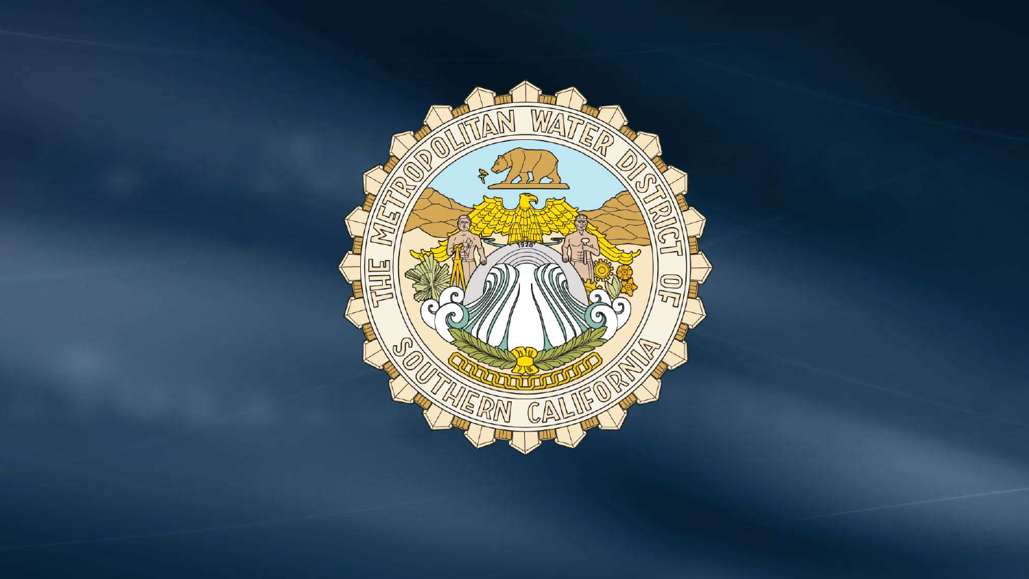THE METROPOLITAN WATER DISTRICT OF SOUTHERN CALIFORNIA

1928